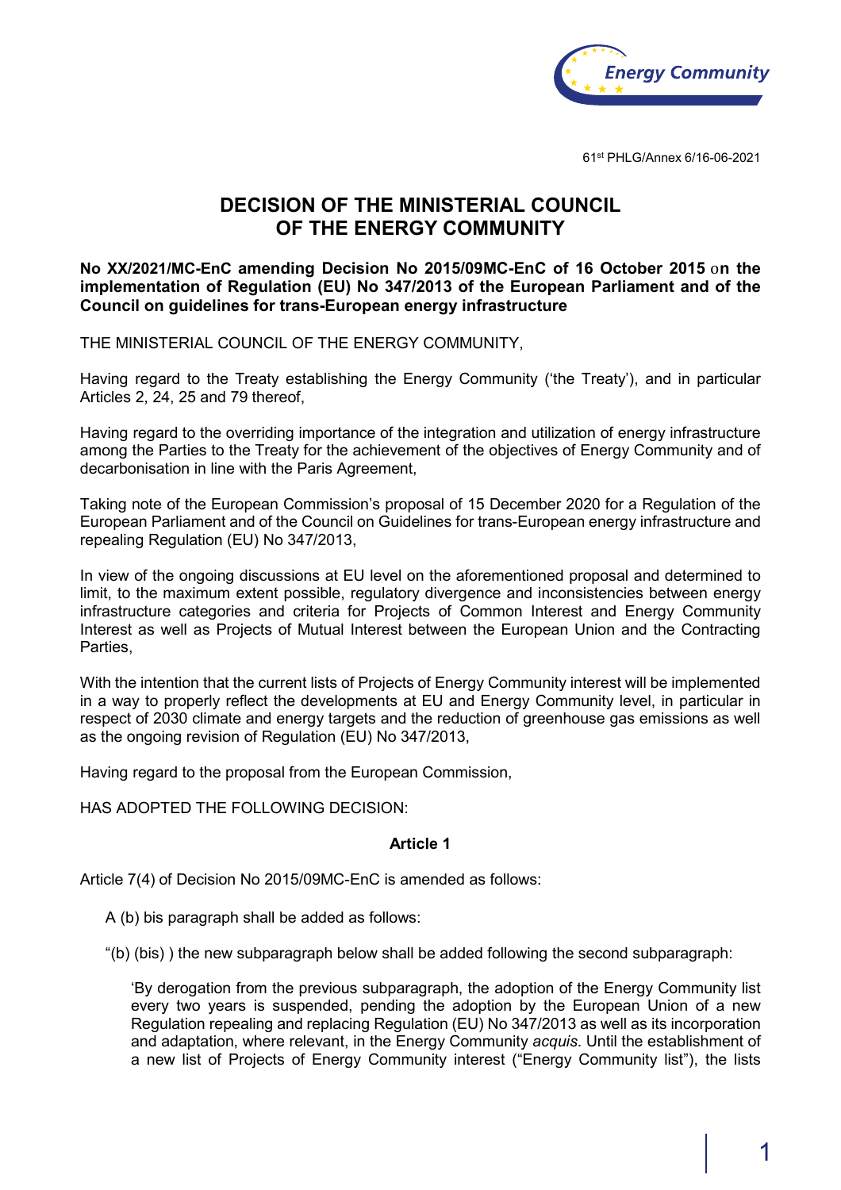61st PHLG/Annex 6/16-06-2021

# DECISION OF THE MINISTERIAL COUNCIL OF THE ENERGY COMMUNITY

**No XX/2021/MC-EnC amending Decision No 2015/09MC-EnC of 16 October 2015 on the implementation of Regulation (EU) No 347/2013 of the European Parliament and of the Council on guidelines for trans-European energy infrastructure**

THE MINISTERIAL COUNCIL OF THE ENERGY COMMUNITY,

Having regard to the Treaty establishing the Energy Community ('the Treaty'), and in particular Articles 2, 24, 25 and 79 thereof,

Having regard to the overriding importance of the integration and utilization of energy infrastructure among the Parties to the Treaty for the achievement of the objectives of Energy Community and of decarbonisation in line with the Paris Agreement,

Taking note of the European Commission's proposal of 15 December 2020 for a Regulation of the European Parliament and of the Council on Guidelines for trans-European energy infrastructure and repealing Regulation (EU) No 347/2013,

In view of the ongoing discussions at EU level on the aforementioned proposal and determined to limit, to the maximum extent possible, regulatory divergence and inconsistencies between energy infrastructure categories and criteria for Projects of Common Interest and Energy Community Interest as well as Projects of Mutual Interest between the European Union and the Contracting Parties,

With the intention that the current lists of Projects of Energy Community interest will be implemented in a way to properly reflect the developments at EU and Energy Community level, in particular in respect of 2030 climate and energy targets and the reduction of greenhouse gas emissions as well as the ongoing revision of Regulation (EU) No 347/2013,

Having regard to the proposal from the European Commission,

HAS ADOPTED THE FOLLOWING DECISION:

**Article 1**

Article 7(4) of Decision No 2015/09MC-EnC is amended as follows:

A (b) bis paragraph shall be added as follows:

"(b) (bis) ) the new subparagraph below shall be added following the second subparagraph:

'By derogation from the previous subparagraph, the adoption of the Energy Community list every two years is suspended, pending the adoption by the European Union of a new Regulation repealing and replacing Regulation (EU) No 347/2013 as well as its incorporation and adaptation, where relevant, in the Energy Community *acquis*. Until the establishment of a new list of Projects of Energy Community interest ("Energy Community list"), the lists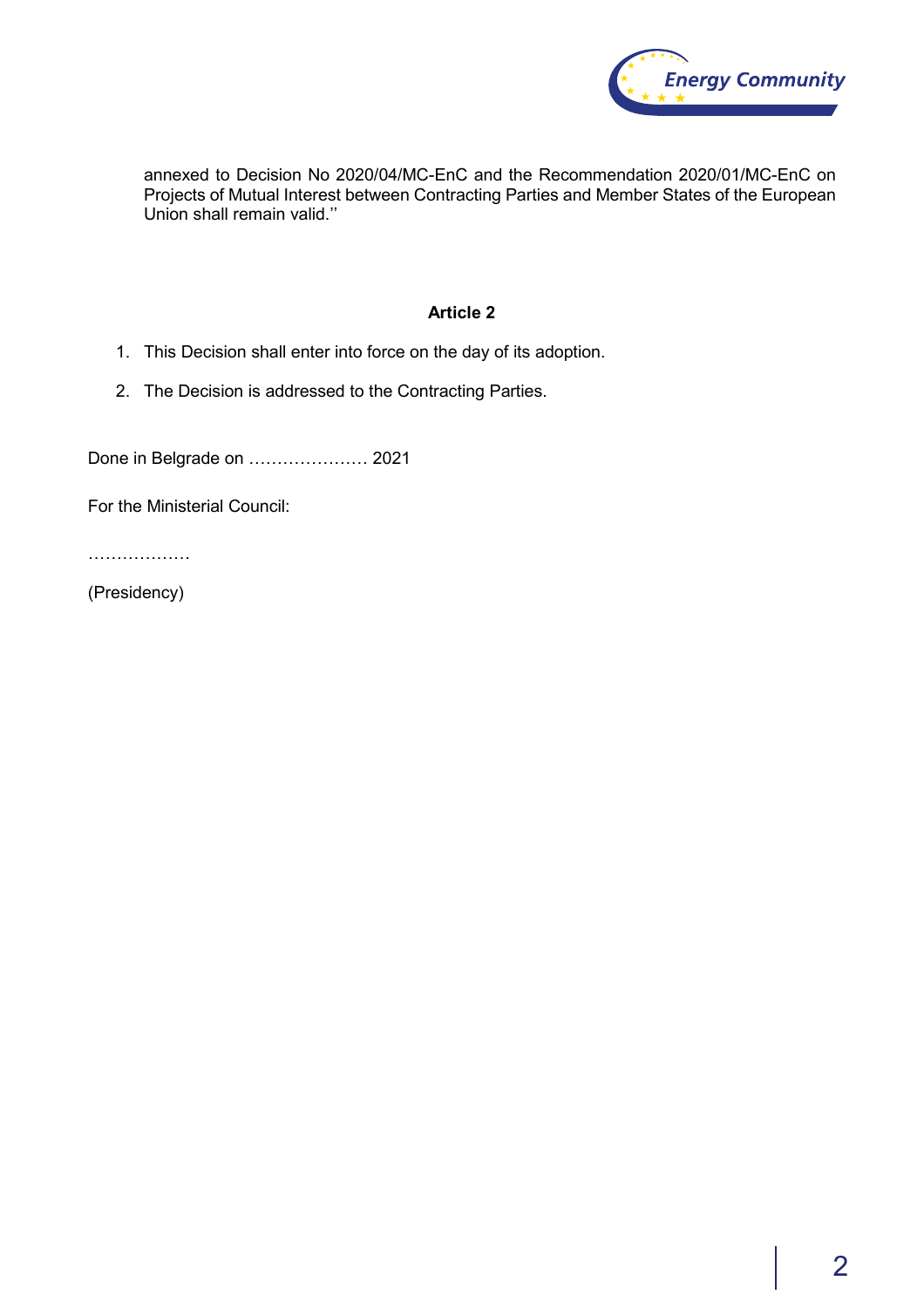annexed to Decision No 2020/04/MC-EnC and the Recommendation 2020/01/MC-EnC on Projects of Mutual Interest between Contracting Parties and Member States of the European Union shall remain valid.''

**Article 2**

1. This Decision shall enter into force on the day of its adoption.
2. The Decision is addressed to the Contracting Parties.

Done in Belgrade on ………………… 2021

For the Ministerial Council:

………………

(Presidency)